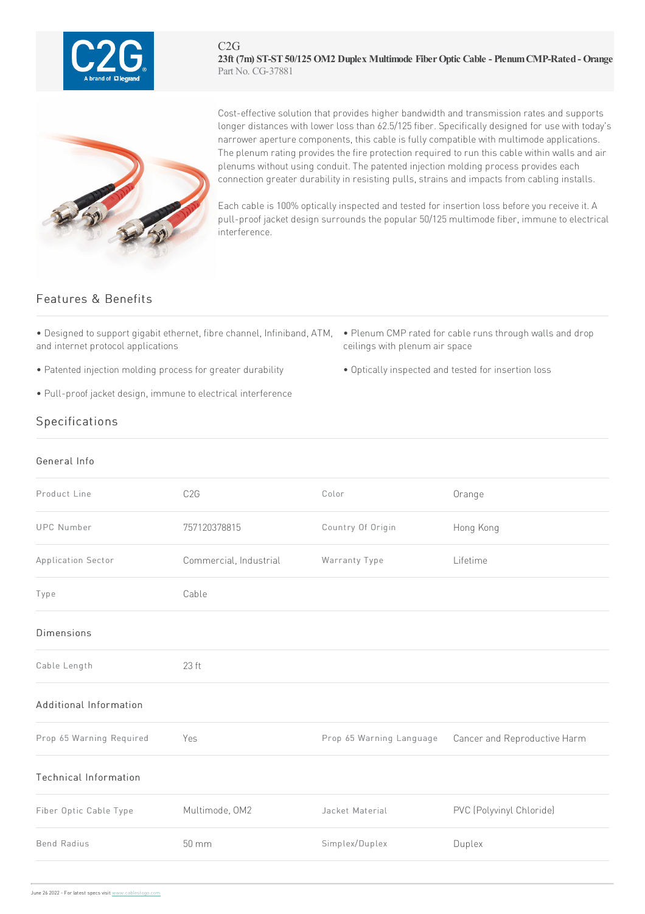C2G

# 23ft (7m) ST-ST 50/125 OM2 Duplex Multimode Fiber Optic Cable - Plenum CMP-Rated - Orange

Part No. CG-37881

Cost-effective solution that provides higher bandwidth and transmission rates and supports longer distances with lower loss than 62.5/125 fiber. Specifically designed for use with today's narrower aperture components, this cable is fully compatible with multimode applications. The plenum rating provides the fire protection required to run this cable within walls and air plenums without using conduit. The patented injection molding process provides each connection greater durability in resisting pulls, strains and impacts from cabling installs.

Each cable is 100% optically inspected and tested for insertion loss before you receive it. A pull-proof jacket design surrounds the popular 50/125 multimode fiber, immune to electrical interference.

## Features & Benefits

- Designed to support gigabit ethernet, fibre channel, Infiniband, ATM, and internet protocol applications
- Patented injection molding process for greater durability
- Pull-proof jacket design, immune to electrical interference
- Plenum CMP rated for cable runs through walls and drop ceilings with plenum air space
- Optically inspected and tested for insertion loss

## Specifications

### General Info

| | | | |
|---|---|---|---|
| Product Line | C2G | Color | Orange |
| UPC Number | 757120378815 | Country Of Origin | Hong Kong |
| Application Sector | Commercial, Industrial | Warranty Type | Lifetime |
| Type | Cable | | |

### Dimensions

| | |
|---|---|
| Cable Length | 23 ft |

### Additional Information

| | | | |
|---|---|---|---|
| Prop 65 Warning Required | Yes | Prop 65 Warning Language | Cancer and Reproductive Harm |

### Technical Information

| | | | |
|---|---|---|---|
| Fiber Optic Cable Type | Multimode, OM2 | Jacket Material | PVC (Polyvinyl Chloride) |
| Bend Radius | 50 mm | Simplex/Duplex | Duplex |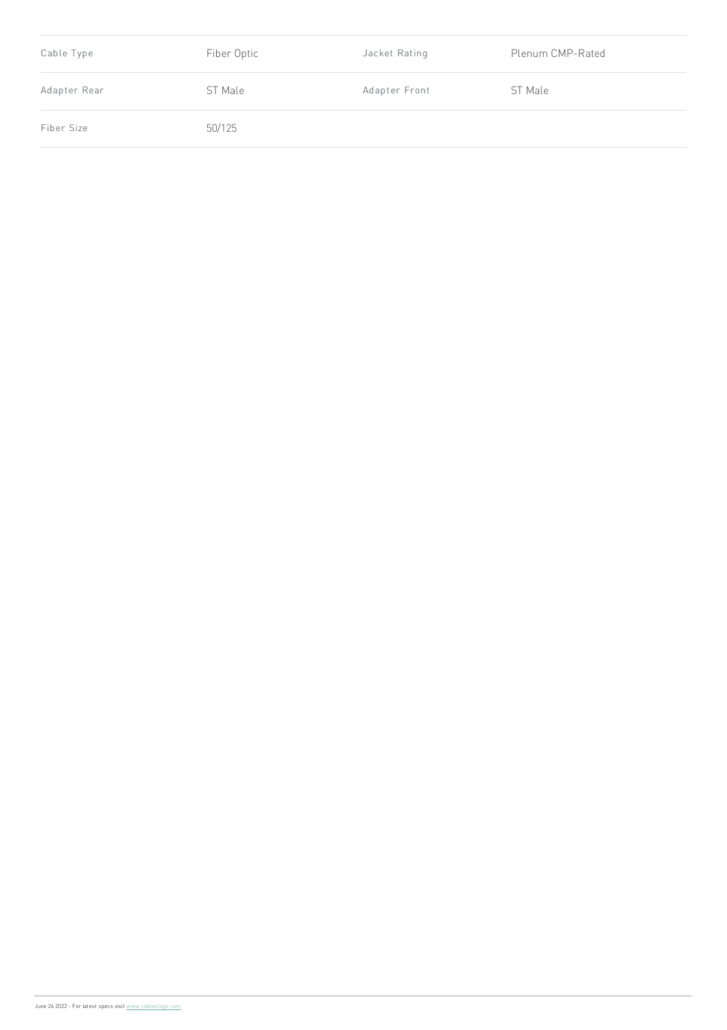| | | | |
|---|---|---|---|
| Cable Type | Fiber Optic | Jacket Rating | Plenum CMP-Rated |
| Adapter Rear | ST Male | Adapter Front | ST Male |
| Fiber Size | 50/125 | | |